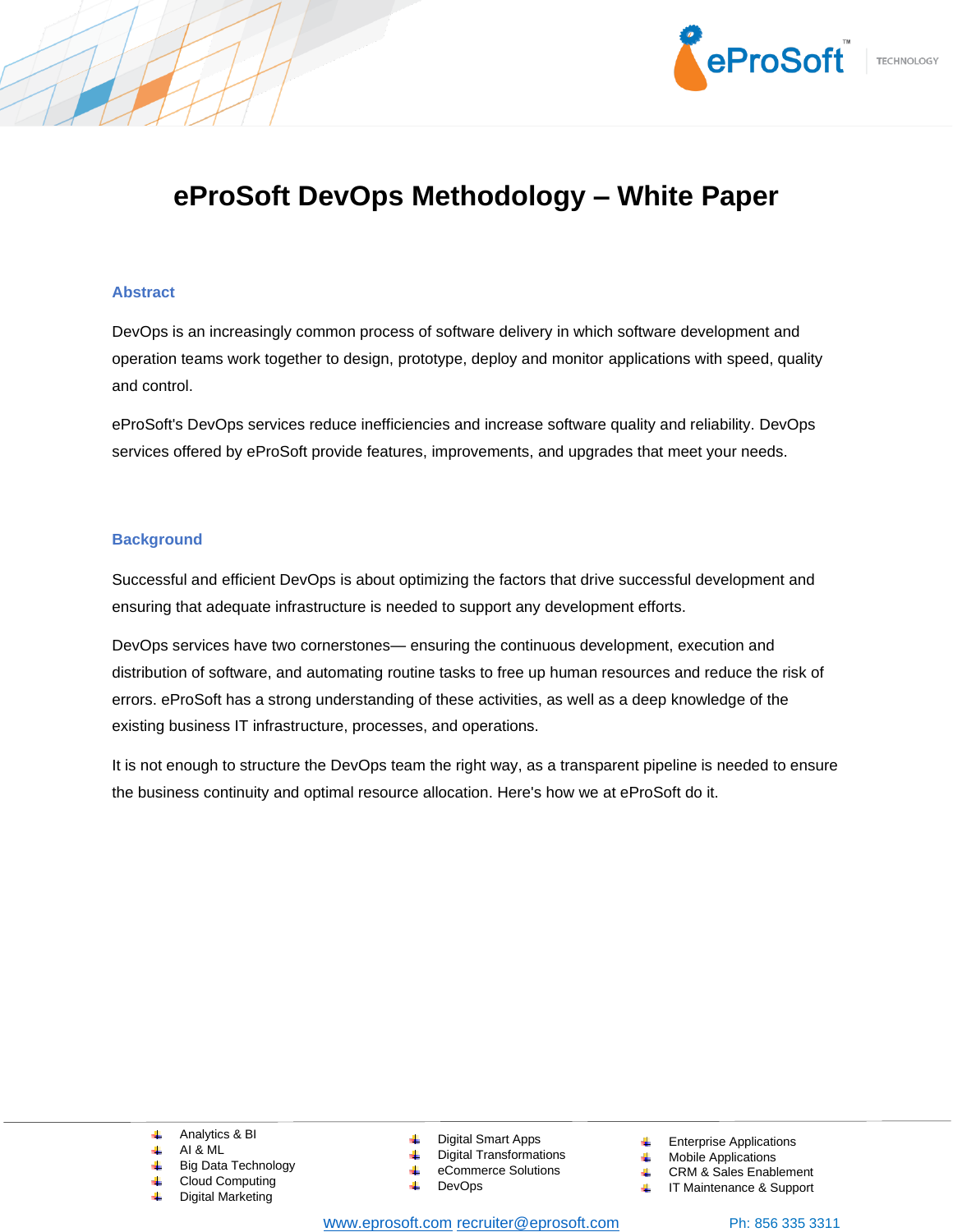# eProSoft DevOps Methodology – White Paper

## Abstract

DevOps is an increasingly common process of software delivery in which software development and operation teams work together to design, prototype, deploy and monitor applications with speed, quality and control.

eProSoft's DevOps services reduce inefficiencies and increase software quality and reliability. DevOps services offered by eProSoft provide features, improvements, and upgrades that meet your needs.

## Background

Successful and efficient DevOps is about optimizing the factors that drive successful development and ensuring that adequate infrastructure is needed to support any development efforts.

DevOps services have two cornerstones— ensuring the continuous development, execution and distribution of software, and automating routine tasks to free up human resources and reduce the risk of errors. eProSoft has a strong understanding of these activities, as well as a deep knowledge of the existing business IT infrastructure, processes, and operations.

It is not enough to structure the DevOps team the right way, as a transparent pipeline is needed to ensure the business continuity and optimal resource allocation. Here's how we at eProSoft do it.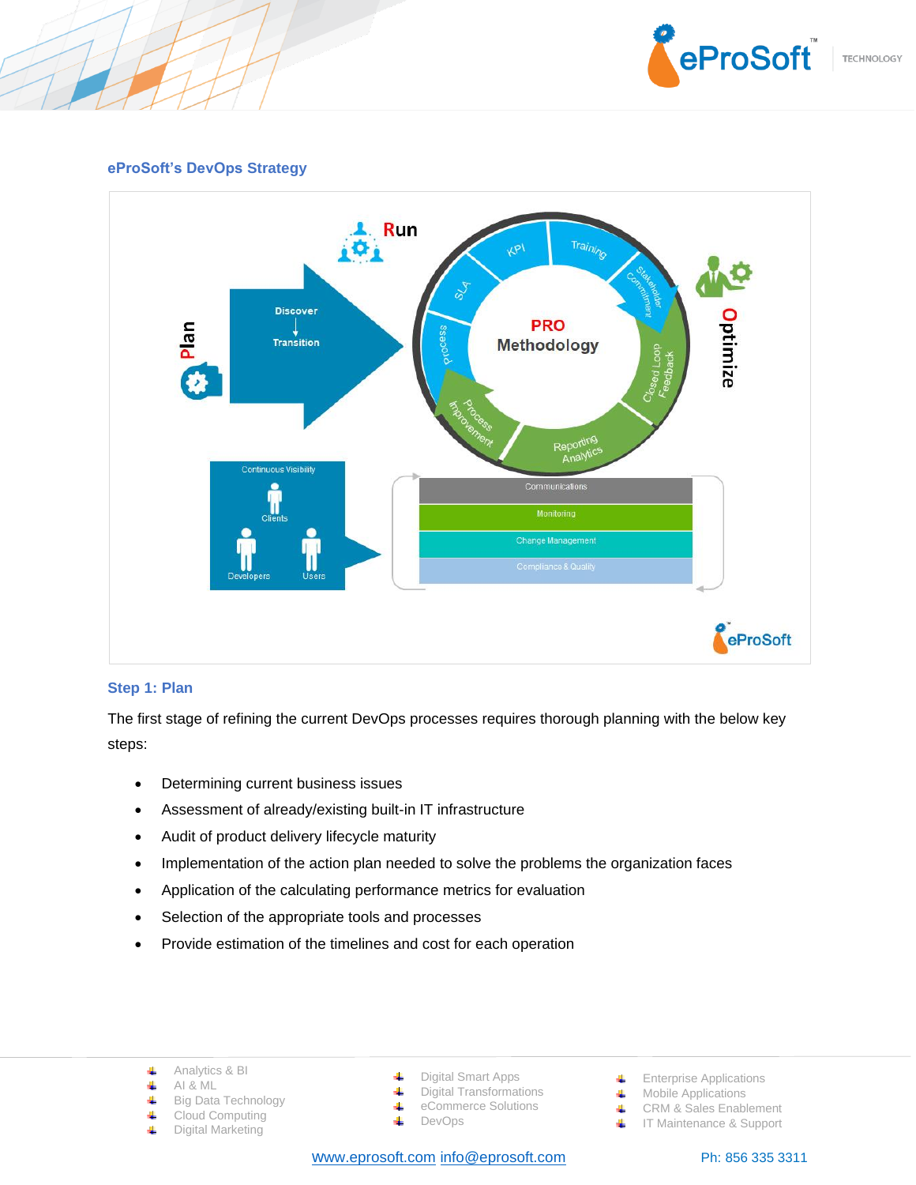### eProSoft's DevOps Strategy

### Step 1: Plan

The first stage of refining the current DevOps processes requires thorough planning with the below key steps:

- Determining current business issues
- Assessment of already/existing built-in IT infrastructure
- Audit of product delivery lifecycle maturity
- Implementation of the action plan needed to solve the problems the organization faces
- Application of the calculating performance metrics for evaluation
- Selection of the appropriate tools and processes
- Provide estimation of the timelines and cost for each operation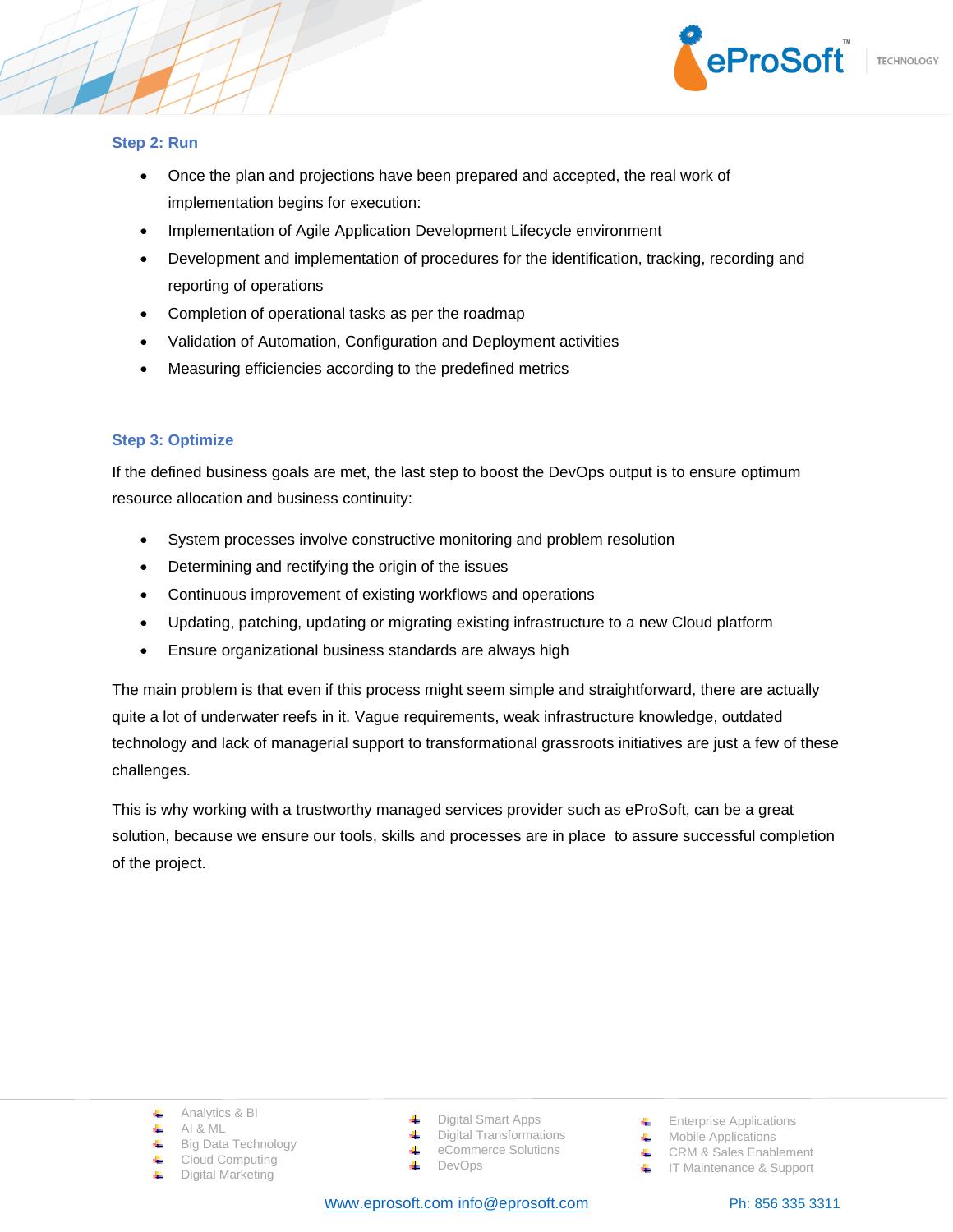### Step 2: Run

- Once the plan and projections have been prepared and accepted, the real work of implementation begins for execution:
- Implementation of Agile Application Development Lifecycle environment
- Development and implementation of procedures for the identification, tracking, recording and reporting of operations
- Completion of operational tasks as per the roadmap
- Validation of Automation, Configuration and Deployment activities
- Measuring efficiencies according to the predefined metrics

### Step 3: Optimize

If the defined business goals are met, the last step to boost the DevOps output is to ensure optimum resource allocation and business continuity:

- System processes involve constructive monitoring and problem resolution
- Determining and rectifying the origin of the issues
- Continuous improvement of existing workflows and operations
- Updating, patching, updating or migrating existing infrastructure to a new Cloud platform
- Ensure organizational business standards are always high

The main problem is that even if this process might seem simple and straightforward, there are actually quite a lot of underwater reefs in it. Vague requirements, weak infrastructure knowledge, outdated technology and lack of managerial support to transformational grassroots initiatives are just a few of these challenges.

This is why working with a trustworthy managed services provider such as eProSoft, can be a great solution, because we ensure our tools, skills and processes are in place to assure successful completion of the project.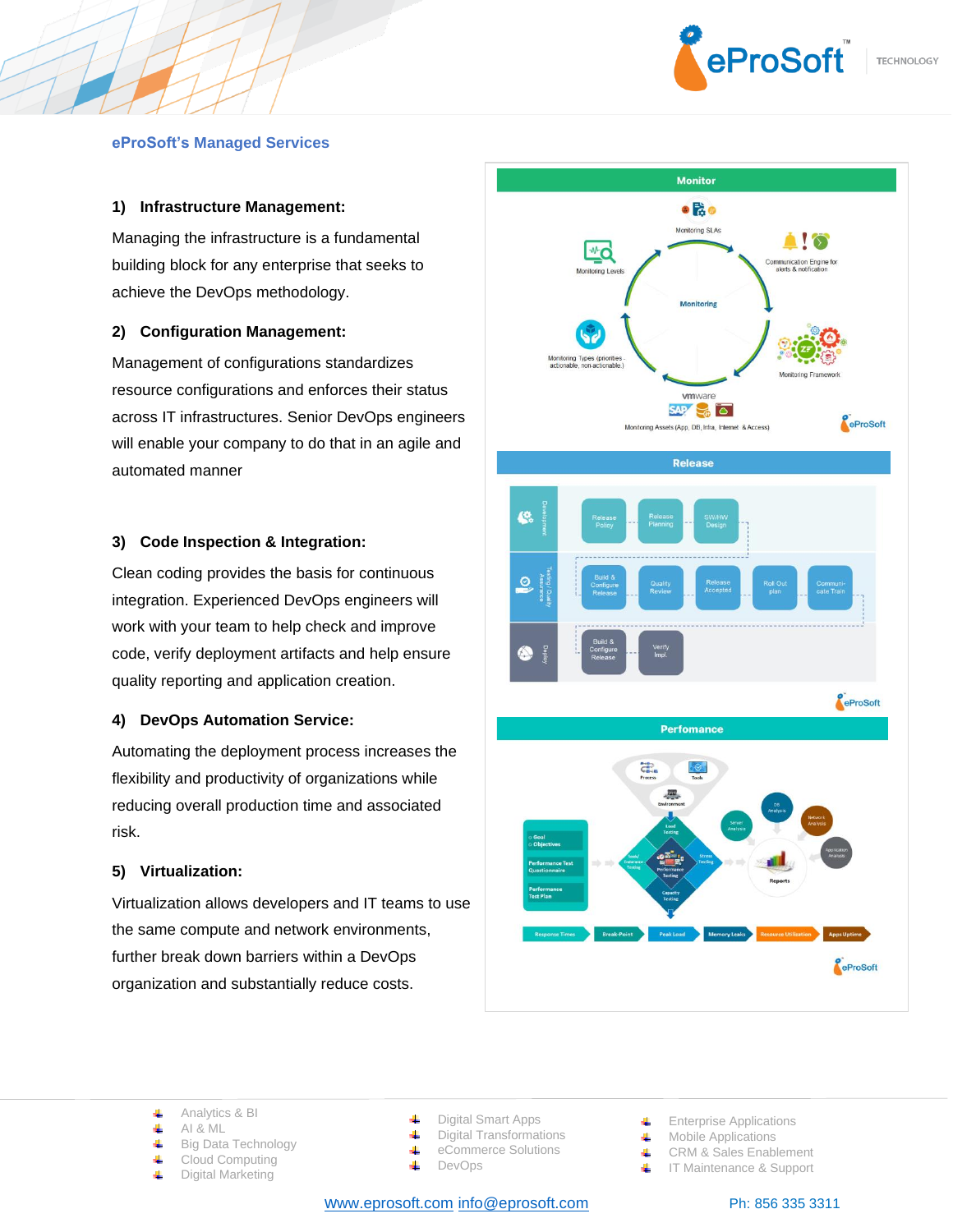## eProSoft's Managed Services

### 1) Infrastructure Management:

Managing the infrastructure is a fundamental building block for any enterprise that seeks to achieve the DevOps methodology.

### 2) Configuration Management:

Management of configurations standardizes resource configurations and enforces their status across IT infrastructures. Senior DevOps engineers will enable your company to do that in an agile and automated manner

### 3) Code Inspection & Integration:

Clean coding provides the basis for continuous integration. Experienced DevOps engineers will work with your team to help check and improve code, verify deployment artifacts and help ensure quality reporting and application creation.

### 4) DevOps Automation Service:

Automating the deployment process increases the flexibility and productivity of organizations while reducing overall production time and associated risk.

### 5) Virtualization:

Virtualization allows developers and IT teams to use the same compute and network environments, further break down barriers within a DevOps organization and substantially reduce costs.

**Monitor**

Monitoring SLAs · Communication Engine for alerts & notification · Monitoring Framework · Monitoring Assets (App, DB, Infra, Internet & Access) · Monitoring Types (priorities - actionable, non-actionable) · Monitoring Levels · Monitoring

**Release**

Development: Release Policy · Release Planning · SW/HW Design

Testing / Quality Assurance: Build & Configure Release · Quality Review · Release Accepted · Roll Out plan · Communicate Train

Deploy: Build & Configure Release · Verify Impl.

**Perfomance**

Process · Tools · Environment · Goal & Objectives · Performance Test Questionnaire · Performance Test Plan · Load Testing · Stress Testing · Performance Testing · Capacity Testing · Soak/Endurance Testing · Server Analysis · OS Analysis · Network Analysis · Application Analysis · Reports

Response Times · Break-Point · Peak Load · Memory Leaks · Resource Utilization · Apps Uptime

- Analytics & BI
- AI & ML
- Big Data Technology
- Cloud Computing
- Digital Marketing
- Digital Smart Apps
- Digital Transformations
- eCommerce Solutions
- DevOps
- Enterprise Applications
- Mobile Applications
- CRM & Sales Enablement
- IT Maintenance & Support

www.eprosoft.com info@eprosoft.com Ph: 856 335 3311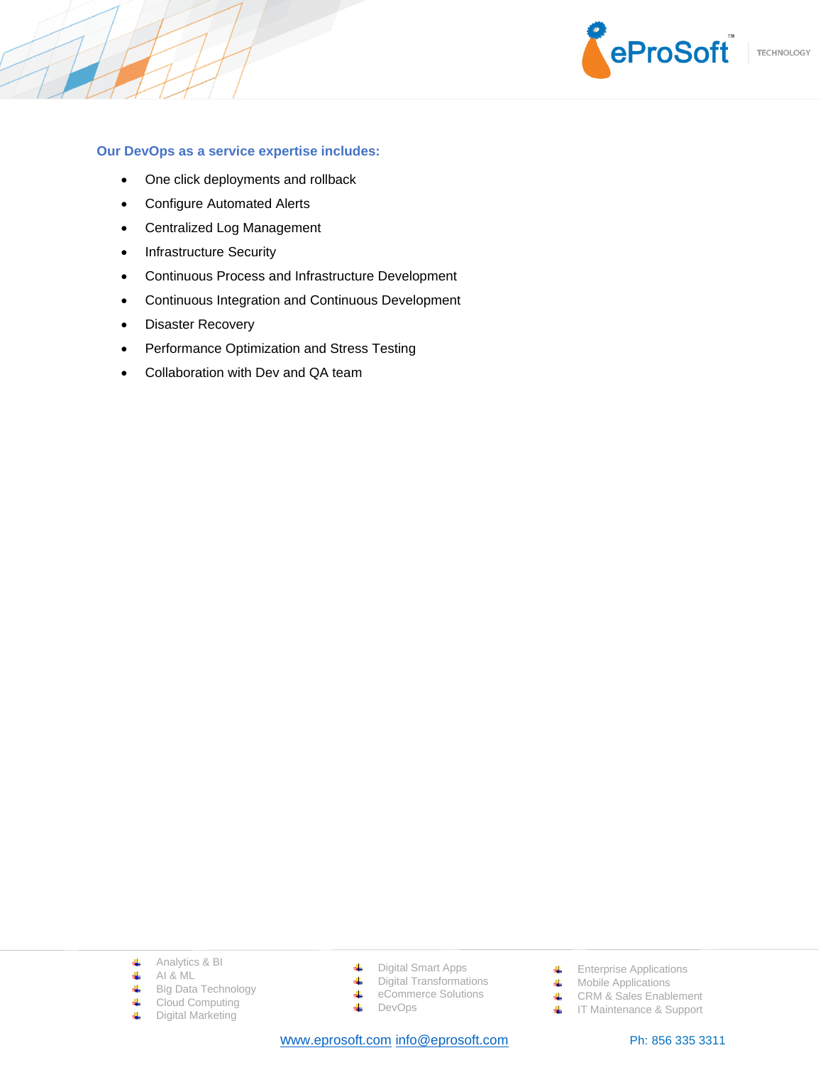### Our DevOps as a service expertise includes:

- One click deployments and rollback
- Configure Automated Alerts
- Centralized Log Management
- Infrastructure Security
- Continuous Process and Infrastructure Development
- Continuous Integration and Continuous Development
- Disaster Recovery
- Performance Optimization and Stress Testing
- Collaboration with Dev and QA team